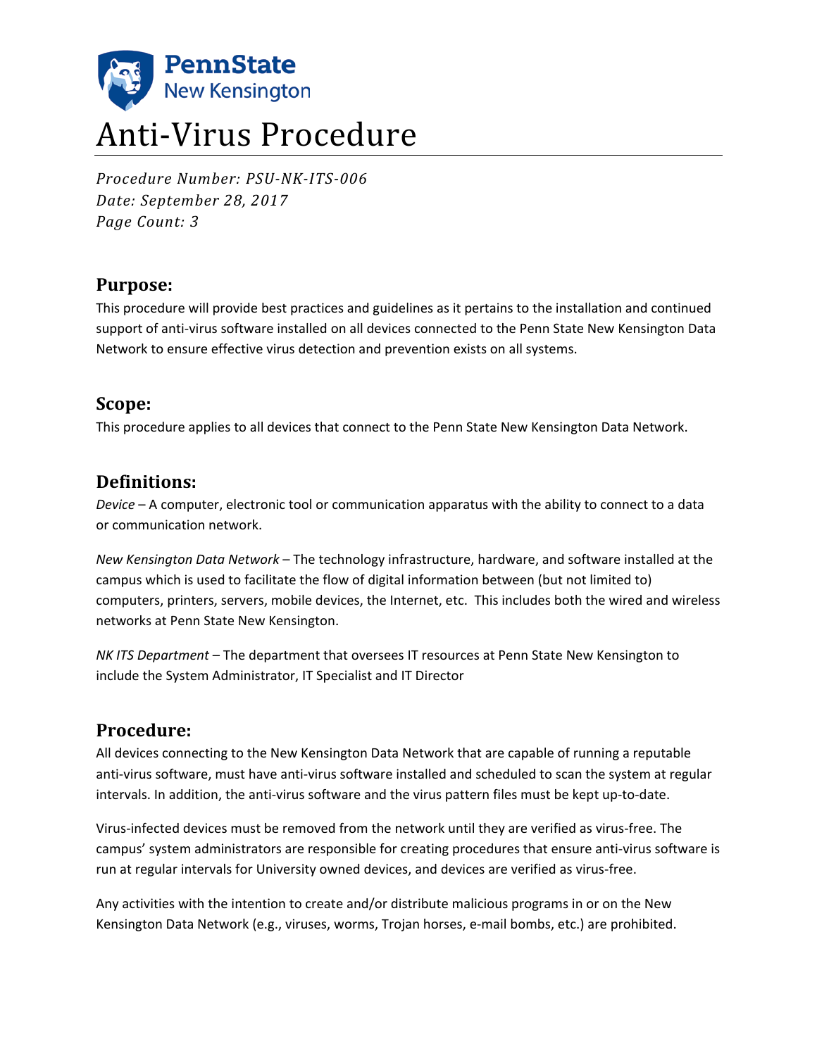# Anti-Virus Procedure

*Procedure Number: PSU-NK-ITS-006*
*Date: September 28, 2017*
*Page Count: 3*

## Purpose:

This procedure will provide best practices and guidelines as it pertains to the installation and continued support of anti-virus software installed on all devices connected to the Penn State New Kensington Data Network to ensure effective virus detection and prevention exists on all systems.

## Scope:

This procedure applies to all devices that connect to the Penn State New Kensington Data Network.

## Definitions:

*Device* – A computer, electronic tool or communication apparatus with the ability to connect to a data or communication network.

*New Kensington Data Network* – The technology infrastructure, hardware, and software installed at the campus which is used to facilitate the flow of digital information between (but not limited to) computers, printers, servers, mobile devices, the Internet, etc. This includes both the wired and wireless networks at Penn State New Kensington.

*NK ITS Department* – The department that oversees IT resources at Penn State New Kensington to include the System Administrator, IT Specialist and IT Director

## Procedure:

All devices connecting to the New Kensington Data Network that are capable of running a reputable anti-virus software, must have anti-virus software installed and scheduled to scan the system at regular intervals. In addition, the anti-virus software and the virus pattern files must be kept up-to-date.

Virus-infected devices must be removed from the network until they are verified as virus-free. The campus' system administrators are responsible for creating procedures that ensure anti-virus software is run at regular intervals for University owned devices, and devices are verified as virus-free.

Any activities with the intention to create and/or distribute malicious programs in or on the New Kensington Data Network (e.g., viruses, worms, Trojan horses, e-mail bombs, etc.) are prohibited.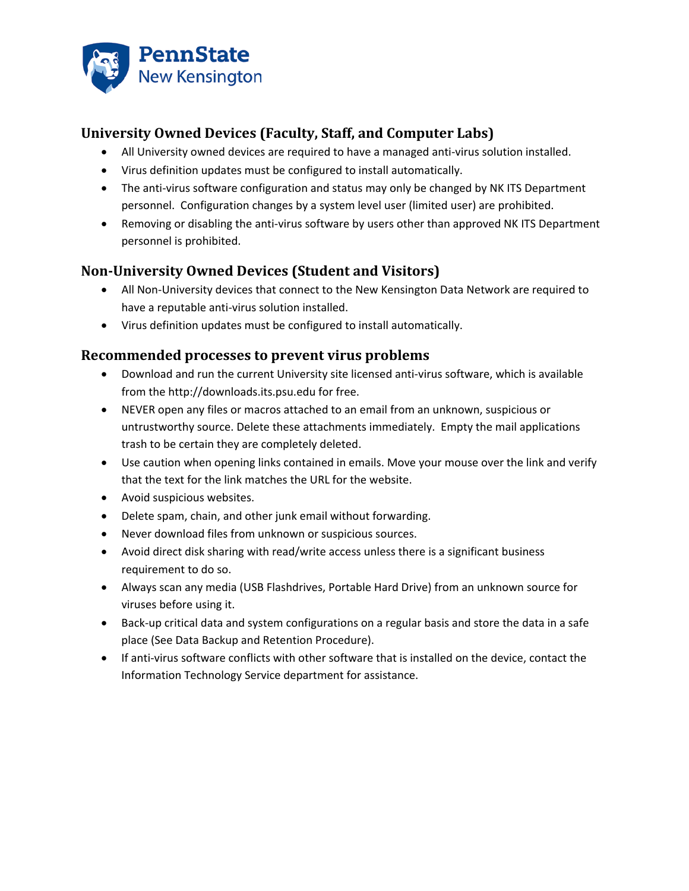## University Owned Devices (Faculty, Staff, and Computer Labs)

- All University owned devices are required to have a managed anti-virus solution installed.
- Virus definition updates must be configured to install automatically.
- The anti-virus software configuration and status may only be changed by NK ITS Department personnel. Configuration changes by a system level user (limited user) are prohibited.
- Removing or disabling the anti-virus software by users other than approved NK ITS Department personnel is prohibited.

## Non-University Owned Devices (Student and Visitors)

- All Non-University devices that connect to the New Kensington Data Network are required to have a reputable anti-virus solution installed.
- Virus definition updates must be configured to install automatically.

## Recommended processes to prevent virus problems

- Download and run the current University site licensed anti-virus software, which is available from the http://downloads.its.psu.edu for free.
- NEVER open any files or macros attached to an email from an unknown, suspicious or untrustworthy source. Delete these attachments immediately. Empty the mail applications trash to be certain they are completely deleted.
- Use caution when opening links contained in emails. Move your mouse over the link and verify that the text for the link matches the URL for the website.
- Avoid suspicious websites.
- Delete spam, chain, and other junk email without forwarding.
- Never download files from unknown or suspicious sources.
- Avoid direct disk sharing with read/write access unless there is a significant business requirement to do so.
- Always scan any media (USB Flashdrives, Portable Hard Drive) from an unknown source for viruses before using it.
- Back-up critical data and system configurations on a regular basis and store the data in a safe place (See Data Backup and Retention Procedure).
- If anti-virus software conflicts with other software that is installed on the device, contact the Information Technology Service department for assistance.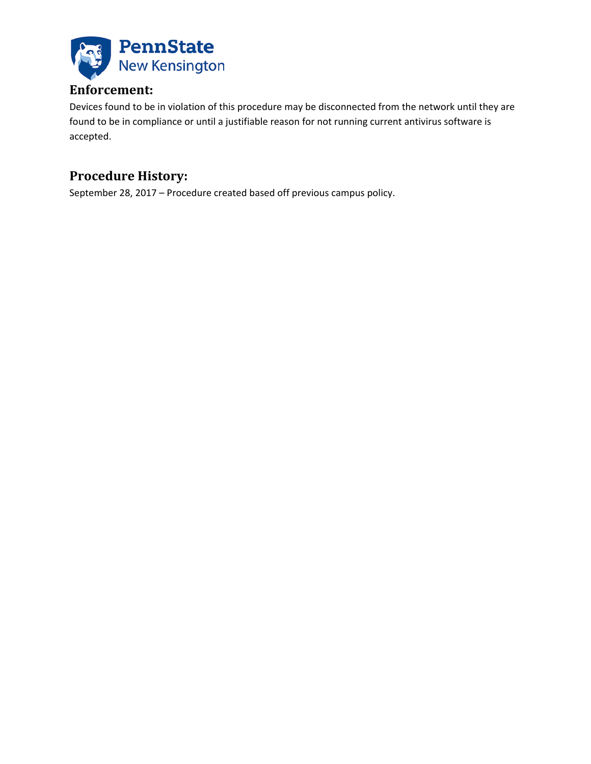## Enforcement:

Devices found to be in violation of this procedure may be disconnected from the network until they are found to be in compliance or until a justifiable reason for not running current antivirus software is accepted.

## Procedure History:

September 28, 2017 – Procedure created based off previous campus policy.